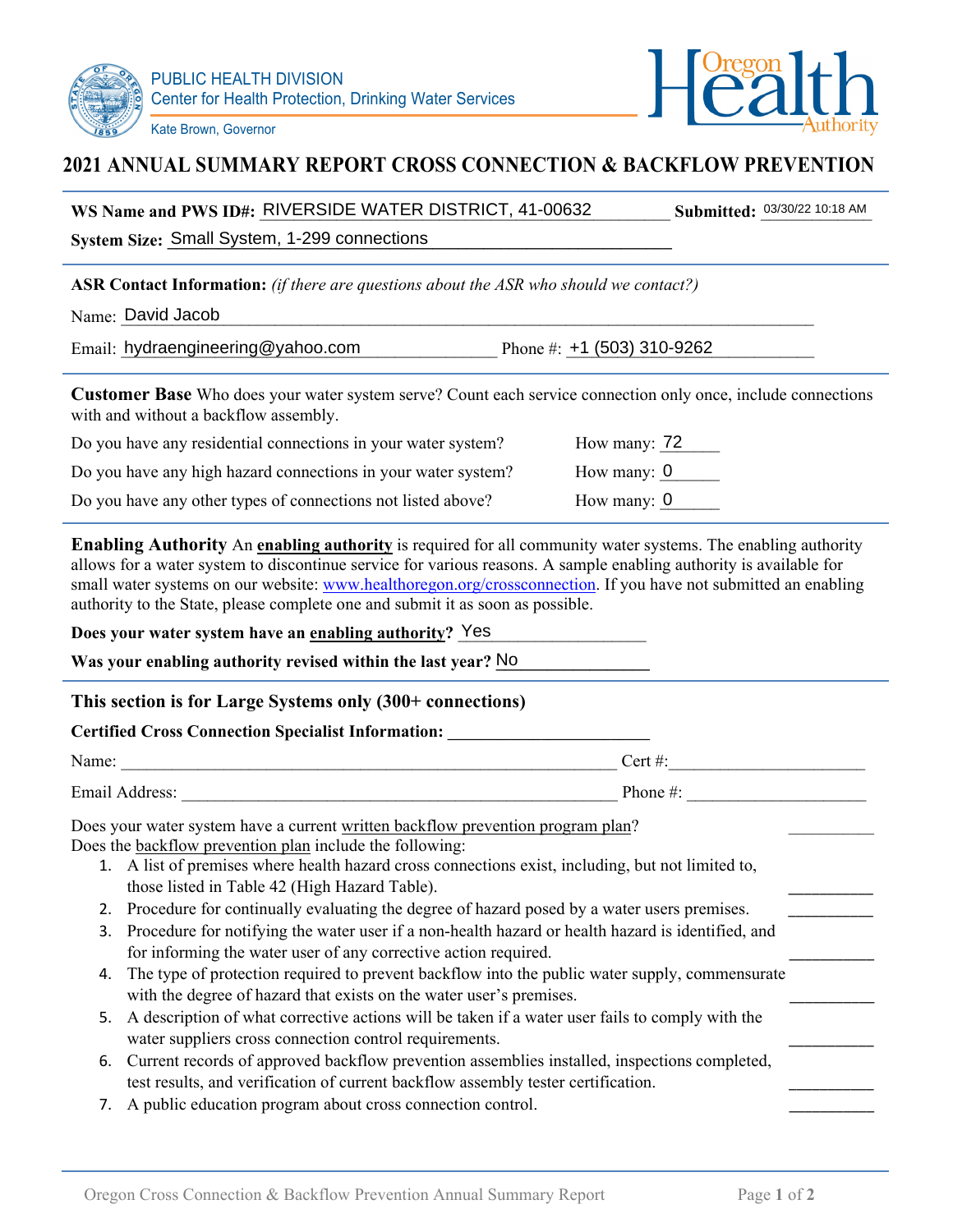PUBLIC HEALTH DIVISION
Center for Health Protection, Drinking Water Services

Kate Brown, Governor

Oregon Health Authority

# 2021 ANNUAL SUMMARY REPORT CROSS CONNECTION & BACKFLOW PREVENTION

**WS Name and PWS ID#:** RIVERSIDE WATER DISTRICT, 41-00632 **Submitted:** 03/30/22 10:18 AM

**System Size:** Small System, 1-299 connections

**ASR Contact Information:** *(if there are questions about the ASR who should we contact?)*

Name: David Jacob

Email: hydraengineering@yahoo.com Phone #: +1 (503) 310-9262

**Customer Base** Who does your water system serve? Count each service connection only once, include connections with and without a backflow assembly.

Do you have any residential connections in your water system? How many: 72

Do you have any high hazard connections in your water system? How many: 0

Do you have any other types of connections not listed above? How many: 0

**Enabling Authority** An enabling authority is required for all community water systems. The enabling authority allows for a water system to discontinue service for various reasons. A sample enabling authority is available for small water systems on our website: www.healthoregon.org/crossconnection. If you have not submitted an enabling authority to the State, please complete one and submit it as soon as possible.

**Does your water system have an enabling authority?** Yes

**Was your enabling authority revised within the last year?** No

**This section is for Large Systems only (300+ connections)**

**Certified Cross Connection Specialist Information:** ______________________

Name: ______________________ Cert #: ______________________

Email Address: ______________________ Phone #: ______________________

Does your water system have a current written backflow prevention program plan? __________

Does the backflow prevention plan include the following:

1. A list of premises where health hazard cross connections exist, including, but not limited to, those listed in Table 42 (High Hazard Table). __________
2. Procedure for continually evaluating the degree of hazard posed by a water users premises. __________
3. Procedure for notifying the water user if a non-health hazard or health hazard is identified, and for informing the water user of any corrective action required. __________
4. The type of protection required to prevent backflow into the public water supply, commensurate with the degree of hazard that exists on the water user's premises. __________
5. A description of what corrective actions will be taken if a water user fails to comply with the water suppliers cross connection control requirements. __________
6. Current records of approved backflow prevention assemblies installed, inspections completed, test results, and verification of current backflow assembly tester certification. __________
7. A public education program about cross connection control. __________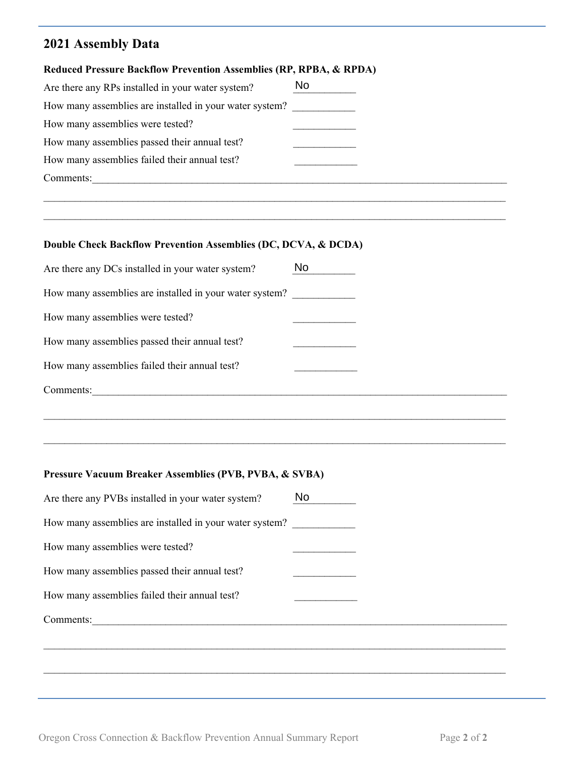## 2021 Assembly Data

### Reduced Pressure Backflow Prevention Assemblies (RP, RPBA, & RPDA)

Are there any RPs installed in your water system? No

How many assemblies are installed in your water system? ____________

How many assemblies were tested? ____________

How many assemblies passed their annual test? ____________

How many assemblies failed their annual test? ____________

Comments:________________________________________________________________________________

________________________________________________________________________________________

________________________________________________________________________________________

### Double Check Backflow Prevention Assemblies (DC, DCVA, & DCDA)

Are there any DCs installed in your water system? No

How many assemblies are installed in your water system? ____________

How many assemblies were tested? ____________

How many assemblies passed their annual test? ____________

How many assemblies failed their annual test? ____________

Comments:________________________________________________________________________________

________________________________________________________________________________________

________________________________________________________________________________________

### Pressure Vacuum Breaker Assemblies (PVB, PVBA, & SVBA)

Are there any PVBs installed in your water system? No

How many assemblies are installed in your water system? ____________

How many assemblies were tested? ____________

How many assemblies passed their annual test? ____________

How many assemblies failed their annual test? ____________

Comments:________________________________________________________________________________

________________________________________________________________________________________

________________________________________________________________________________________